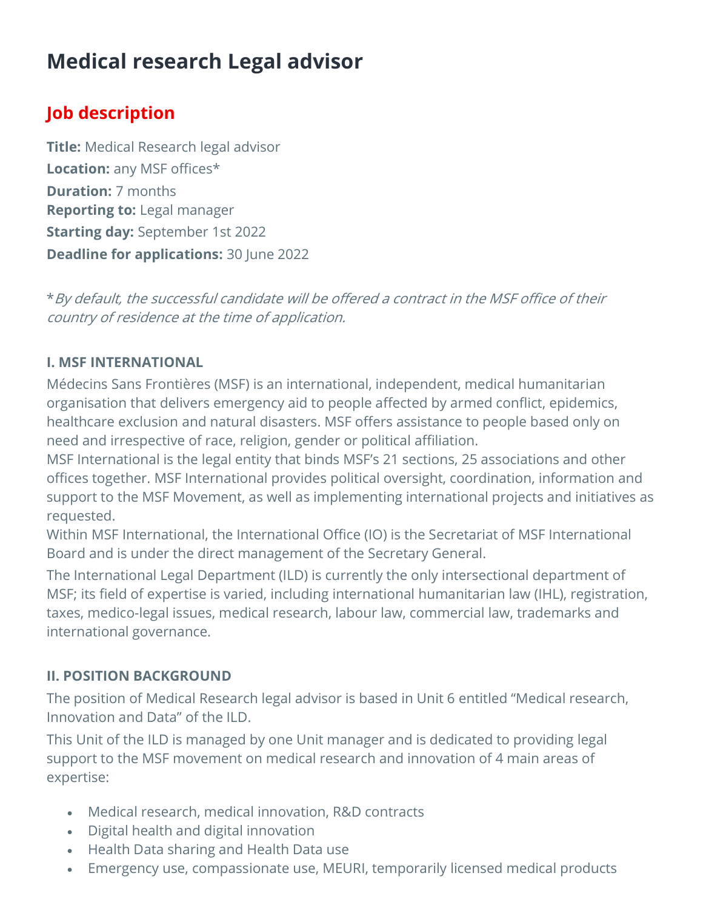# Medical research Legal advisor

## Job description

**Title:** Medical Research legal advisor
**Location:** any MSF offices*
**Duration:** 7 months
**Reporting to:** Legal manager
**Starting day:** September 1st 2022
**Deadline for applications:** 30 June 2022

*\*By default, the successful candidate will be offered a contract in the MSF office of their country of residence at the time of application.*

### I. MSF INTERNATIONAL

Médecins Sans Frontières (MSF) is an international, independent, medical humanitarian organisation that delivers emergency aid to people affected by armed conflict, epidemics, healthcare exclusion and natural disasters. MSF offers assistance to people based only on need and irrespective of race, religion, gender or political affiliation.

MSF International is the legal entity that binds MSF's 21 sections, 25 associations and other offices together. MSF International provides political oversight, coordination, information and support to the MSF Movement, as well as implementing international projects and initiatives as requested.

Within MSF International, the International Office (IO) is the Secretariat of MSF International Board and is under the direct management of the Secretary General.

The International Legal Department (ILD) is currently the only intersectional department of MSF; its field of expertise is varied, including international humanitarian law (IHL), registration, taxes, medico-legal issues, medical research, labour law, commercial law, trademarks and international governance.

### II. POSITION BACKGROUND

The position of Medical Research legal advisor is based in Unit 6 entitled "Medical research, Innovation and Data" of the ILD.

This Unit of the ILD is managed by one Unit manager and is dedicated to providing legal support to the MSF movement on medical research and innovation of 4 main areas of expertise:

- Medical research, medical innovation, R&D contracts
- Digital health and digital innovation
- Health Data sharing and Health Data use
- Emergency use, compassionate use, MEURI, temporarily licensed medical products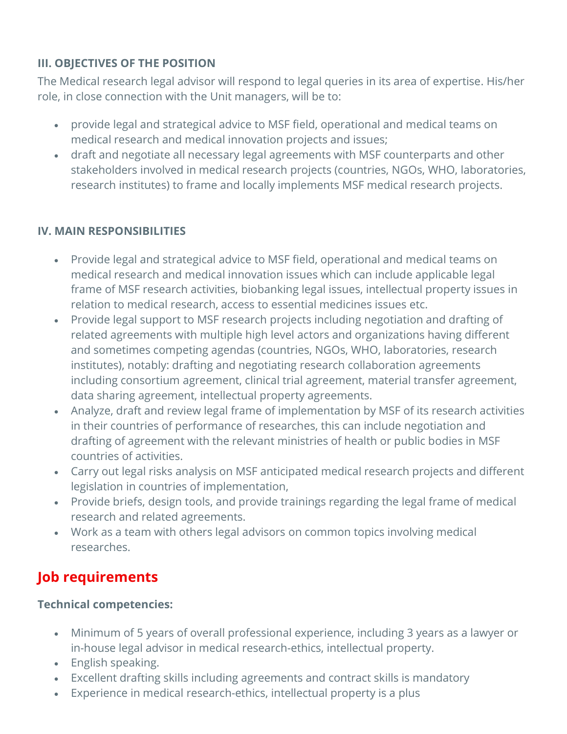### III. OBJECTIVES OF THE POSITION

The Medical research legal advisor will respond to legal queries in its area of expertise. His/her role, in close connection with the Unit managers, will be to:

- provide legal and strategical advice to MSF field, operational and medical teams on medical research and medical innovation projects and issues;
- draft and negotiate all necessary legal agreements with MSF counterparts and other stakeholders involved in medical research projects (countries, NGOs, WHO, laboratories, research institutes) to frame and locally implements MSF medical research projects.

### IV. MAIN RESPONSIBILITIES

- Provide legal and strategical advice to MSF field, operational and medical teams on medical research and medical innovation issues which can include applicable legal frame of MSF research activities, biobanking legal issues, intellectual property issues in relation to medical research, access to essential medicines issues etc.
- Provide legal support to MSF research projects including negotiation and drafting of related agreements with multiple high level actors and organizations having different and sometimes competing agendas (countries, NGOs, WHO, laboratories, research institutes), notably: drafting and negotiating research collaboration agreements including consortium agreement, clinical trial agreement, material transfer agreement, data sharing agreement, intellectual property agreements.
- Analyze, draft and review legal frame of implementation by MSF of its research activities in their countries of performance of researches, this can include negotiation and drafting of agreement with the relevant ministries of health or public bodies in MSF countries of activities.
- Carry out legal risks analysis on MSF anticipated medical research projects and different legislation in countries of implementation,
- Provide briefs, design tools, and provide trainings regarding the legal frame of medical research and related agreements.
- Work as a team with others legal advisors on common topics involving medical researches.

## Job requirements

**Technical competencies:**

- Minimum of 5 years of overall professional experience, including 3 years as a lawyer or in-house legal advisor in medical research-ethics, intellectual property.
- English speaking.
- Excellent drafting skills including agreements and contract skills is mandatory
- Experience in medical research-ethics, intellectual property is a plus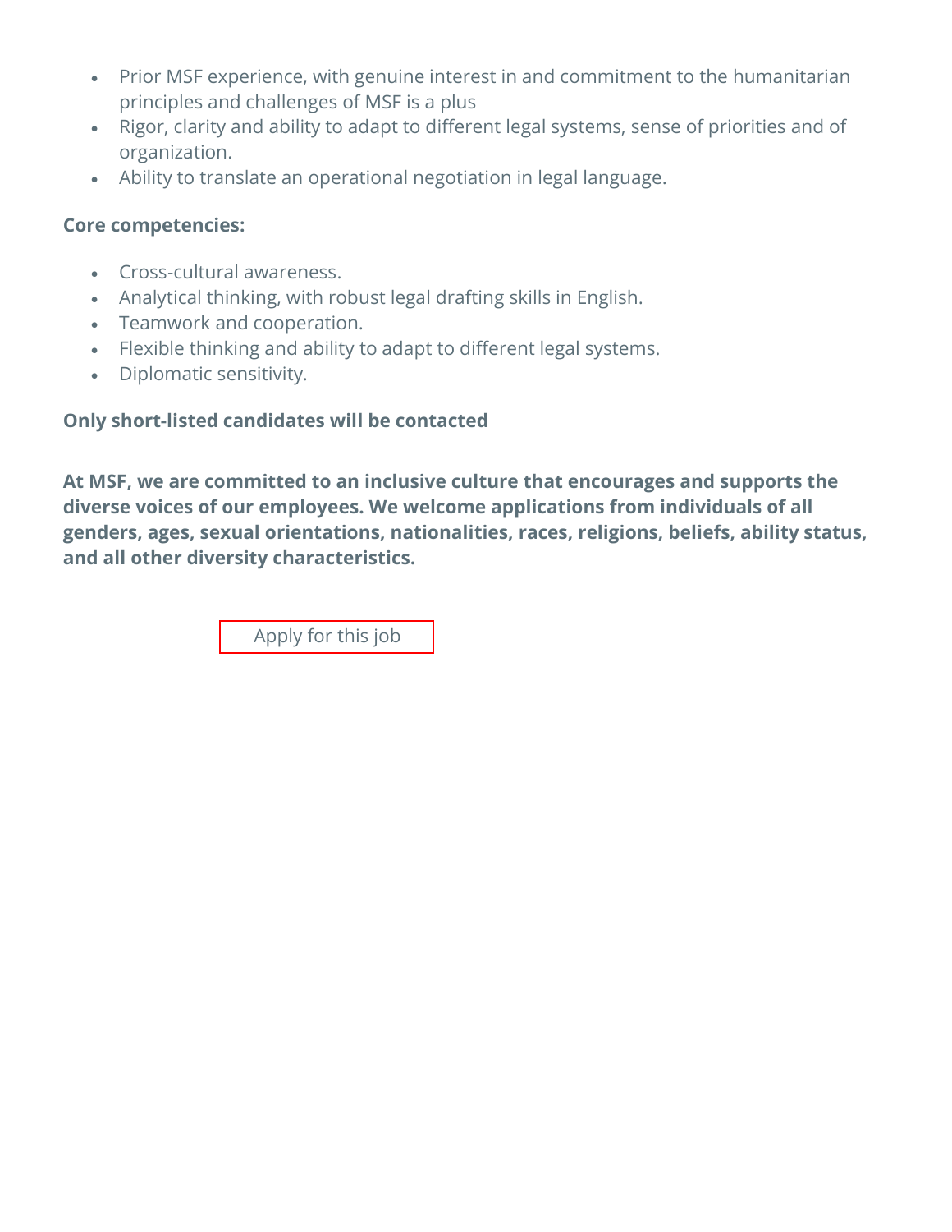- Prior MSF experience, with genuine interest in and commitment to the humanitarian principles and challenges of MSF is a plus
- Rigor, clarity and ability to adapt to different legal systems, sense of priorities and of organization.
- Ability to translate an operational negotiation in legal language.

**Core competencies:**

- Cross-cultural awareness.
- Analytical thinking, with robust legal drafting skills in English.
- Teamwork and cooperation.
- Flexible thinking and ability to adapt to different legal systems.
- Diplomatic sensitivity.

**Only short-listed candidates will be contacted**

**At MSF, we are committed to an inclusive culture that encourages and supports the diverse voices of our employees. We welcome applications from individuals of all genders, ages, sexual orientations, nationalities, races, religions, beliefs, ability status, and all other diversity characteristics.**

Apply for this job